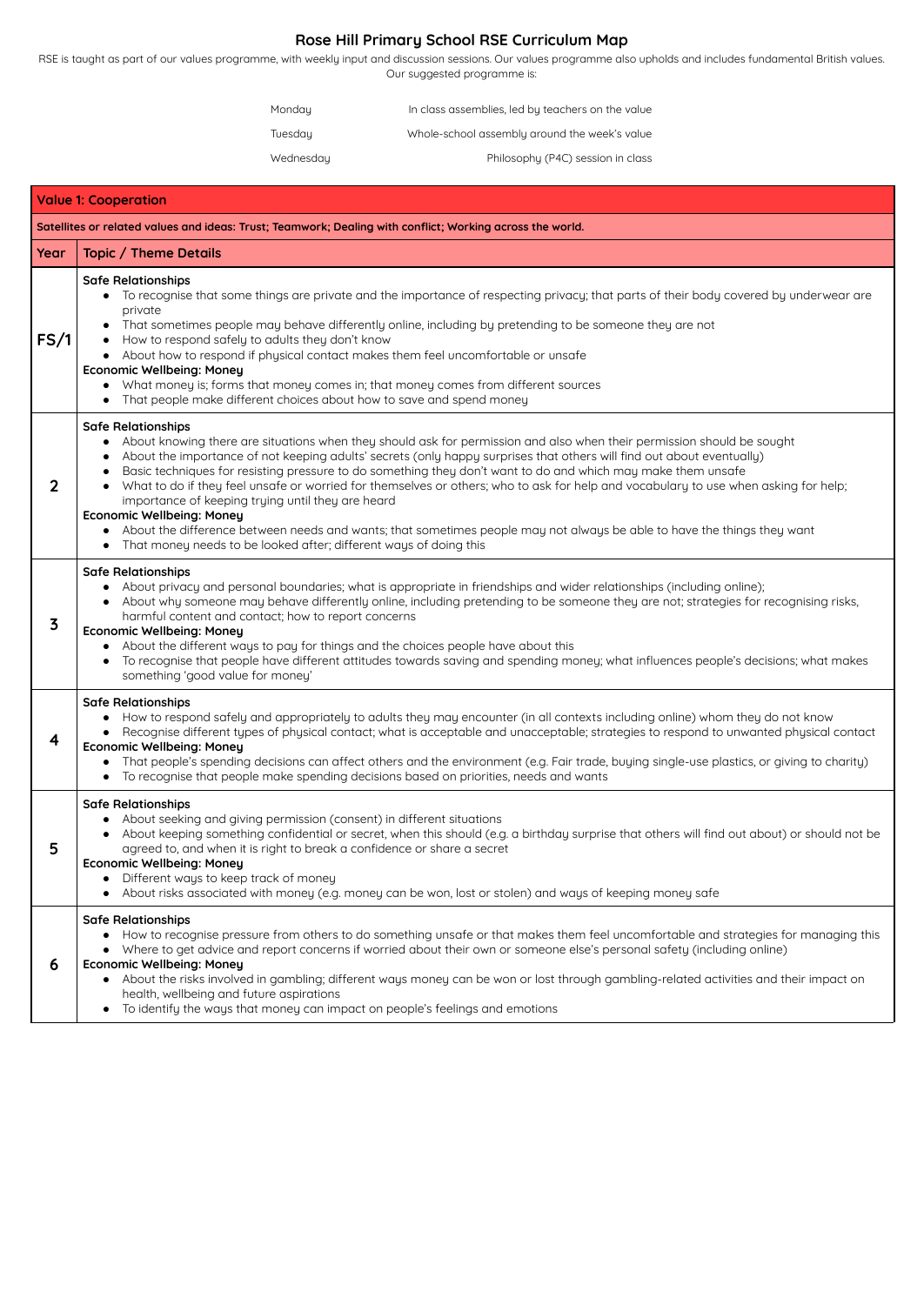# Rose Hill Primary School RSE Curriculum Map

RSE is taught as part of our values programme, with weekly input and discussion sessions. Our values programme also upholds and includes fundamental British values. Our suggested programme is:

| | |
|---|---|
| Monday | In class assemblies, led by teachers on the value |
| Tuesday | Whole-school assembly around the week's value |
| Wednesday | Philosophy (P4C) session in class |

| **Value 1: Cooperation** | |
|---|---|
| **Satellites or related values and ideas: Trust; Teamwork; Dealing with conflict; Working across the world.** | |
| **Year** | **Topic / Theme Details** |
| **FS/1** | **Safe Relationships**<br>• To recognise that some things are private and the importance of respecting privacy; that parts of their body covered by underwear are private<br>• That sometimes people may behave differently online, including by pretending to be someone they are not<br>• How to respond safely to adults they don't know<br>• About how to respond if physical contact makes them feel uncomfortable or unsafe<br>**Economic Wellbeing: Money**<br>• What money is; forms that money comes in; that money comes from different sources<br>• That people make different choices about how to save and spend money |
| **2** | **Safe Relationships**<br>• About knowing there are situations when they should ask for permission and also when their permission should be sought<br>• About the importance of not keeping adults' secrets (only happy surprises that others will find out about eventually)<br>• Basic techniques for resisting pressure to do something they don't want to do and which may make them unsafe<br>• What to do if they feel unsafe or worried for themselves or others; who to ask for help and vocabulary to use when asking for help; importance of keeping trying until they are heard<br>**Economic Wellbeing: Money**<br>• About the difference between needs and wants; that sometimes people may not always be able to have the things they want<br>• That money needs to be looked after; different ways of doing this |
| **3** | **Safe Relationships**<br>• About privacy and personal boundaries; what is appropriate in friendships and wider relationships (including online);<br>• About why someone may behave differently online, including pretending to be someone they are not; strategies for recognising risks, harmful content and contact; how to report concerns<br>**Economic Wellbeing: Money**<br>• About the different ways to pay for things and the choices people have about this<br>• To recognise that people have different attitudes towards saving and spending money; what influences people's decisions; what makes something 'good value for money' |
| **4** | **Safe Relationships**<br>• How to respond safely and appropriately to adults they may encounter (in all contexts including online) whom they do not know<br>• Recognise different types of physical contact; what is acceptable and unacceptable; strategies to respond to unwanted physical contact<br>**Economic Wellbeing: Money**<br>• That people's spending decisions can affect others and the environment (e.g. Fair trade, buying single-use plastics, or giving to charity)<br>• To recognise that people make spending decisions based on priorities, needs and wants |
| **5** | **Safe Relationships**<br>• About seeking and giving permission (consent) in different situations<br>• About keeping something confidential or secret, when this should (e.g. a birthday surprise that others will find out about) or should not be agreed to, and when it is right to break a confidence or share a secret<br>**Economic Wellbeing: Money**<br>• Different ways to keep track of money<br>• About risks associated with money (e.g. money can be won, lost or stolen) and ways of keeping money safe |
| **6** | **Safe Relationships**<br>• How to recognise pressure from others to do something unsafe or that makes them feel uncomfortable and strategies for managing this<br>• Where to get advice and report concerns if worried about their own or someone else's personal safety (including online)<br>**Economic Wellbeing: Money**<br>• About the risks involved in gambling; different ways money can be won or lost through gambling-related activities and their impact on health, wellbeing and future aspirations<br>• To identify the ways that money can impact on people's feelings and emotions |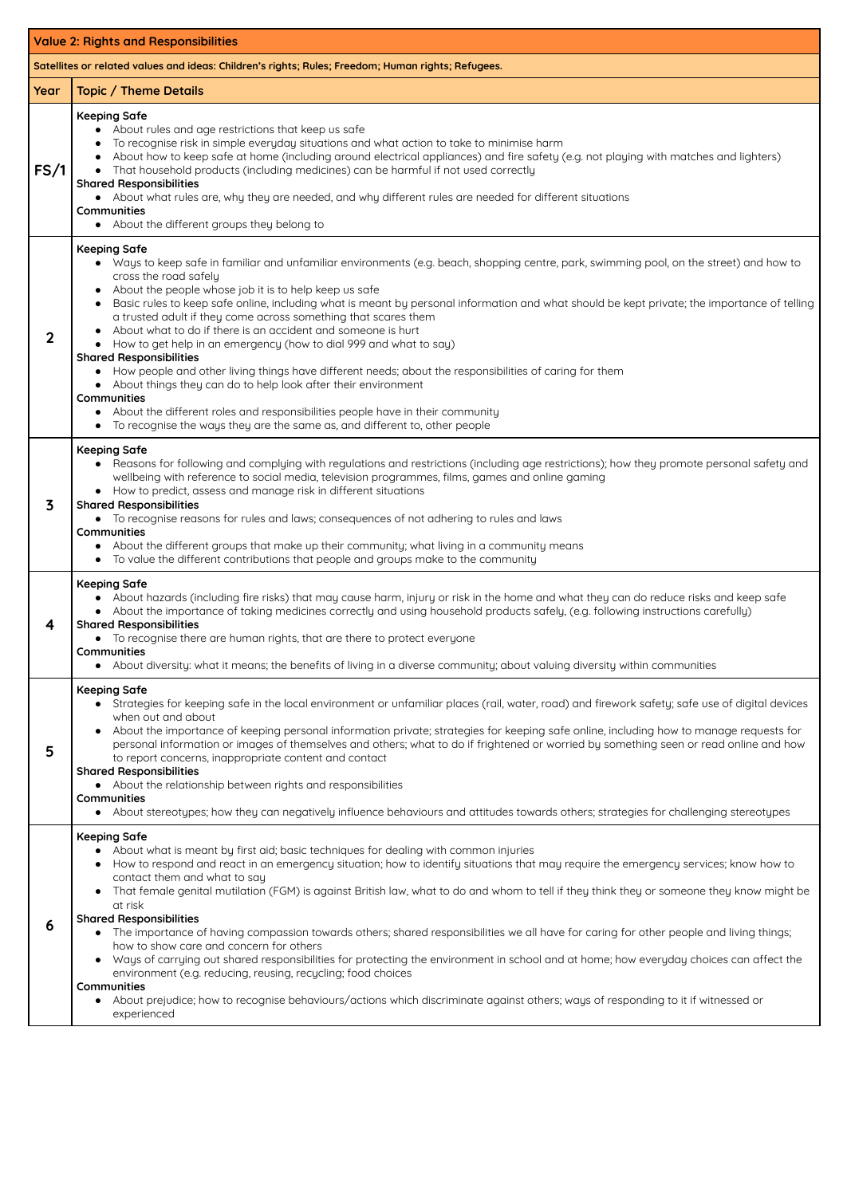| Value 2: Rights and Responsibilities | |
|---|---|
| Satellites or related values and ideas: Children's rights; Rules; Freedom; Human rights; Refugees. | |
| **Year** | **Topic / Theme Details** |
| **FS/1** | **Keeping Safe**<br>• About rules and age restrictions that keep us safe<br>• To recognise risk in simple everyday situations and what action to take to minimise harm<br>• About how to keep safe at home (including around electrical appliances) and fire safety (e.g. not playing with matches and lighters)<br>• That household products (including medicines) can be harmful if not used correctly<br>**Shared Responsibilities**<br>• About what rules are, why they are needed, and why different rules are needed for different situations<br>**Communities**<br>• About the different groups they belong to |
| **2** | **Keeping Safe**<br>• Ways to keep safe in familiar and unfamiliar environments (e.g. beach, shopping centre, park, swimming pool, on the street) and how to cross the road safely<br>• About the people whose job it is to help keep us safe<br>• Basic rules to keep safe online, including what is meant by personal information and what should be kept private; the importance of telling a trusted adult if they come across something that scares them<br>• About what to do if there is an accident and someone is hurt<br>• How to get help in an emergency (how to dial 999 and what to say)<br>**Shared Responsibilities**<br>• How people and other living things have different needs; about the responsibilities of caring for them<br>• About things they can do to help look after their environment<br>**Communities**<br>• About the different roles and responsibilities people have in their community<br>• To recognise the ways they are the same as, and different to, other people |
| **3** | **Keeping Safe**<br>• Reasons for following and complying with regulations and restrictions (including age restrictions); how they promote personal safety and wellbeing with reference to social media, television programmes, films, games and online gaming<br>• How to predict, assess and manage risk in different situations<br>**Shared Responsibilities**<br>• To recognise reasons for rules and laws; consequences of not adhering to rules and laws<br>**Communities**<br>• About the different groups that make up their community; what living in a community means<br>• To value the different contributions that people and groups make to the community |
| **4** | **Keeping Safe**<br>• About hazards (including fire risks) that may cause harm, injury or risk in the home and what they can do to reduce risks and keep safe<br>• About the importance of taking medicines correctly and using household products safely, (e.g. following instructions carefully)<br>**Shared Responsibilities**<br>• To recognise there are human rights, that are there to protect everyone<br>**Communities**<br>• About diversity: what it means; the benefits of living in a diverse community; about valuing diversity within communities |
| **5** | **Keeping Safe**<br>• Strategies for keeping safe in the local environment or unfamiliar places (rail, water, road) and firework safety; safe use of digital devices when out and about<br>• About the importance of keeping personal information private; strategies for keeping safe online, including how to manage requests for personal information or images of themselves and others; what to do if frightened or worried by something seen or read online and how to report concerns, inappropriate content and contact<br>**Shared Responsibilities**<br>• About the relationship between rights and responsibilities<br>**Communities**<br>• About stereotypes; how they can negatively influence behaviours and attitudes towards others; strategies for challenging stereotypes |
| **6** | **Keeping Safe**<br>• About what is meant by first aid; basic techniques for dealing with common injuries<br>• How to respond and react in an emergency situation; how to identify situations that may require the emergency services; know how to contact them and what to say<br>• That female genital mutilation (FGM) is against British law, what to do and whom to tell if they think they or someone they know might be at risk<br>**Shared Responsibilities**<br>• The importance of having compassion towards others; shared responsibilities we all have for caring for other people and living things; how to show care and concern for others<br>• Ways of carrying out shared responsibilities for protecting the environment in school and at home; how everyday choices can affect the environment (e.g. reducing, reusing, recycling; food choices<br>**Communities**<br>• About prejudice; how to recognise behaviours/actions which discriminate against others; ways of responding to it if witnessed or experienced |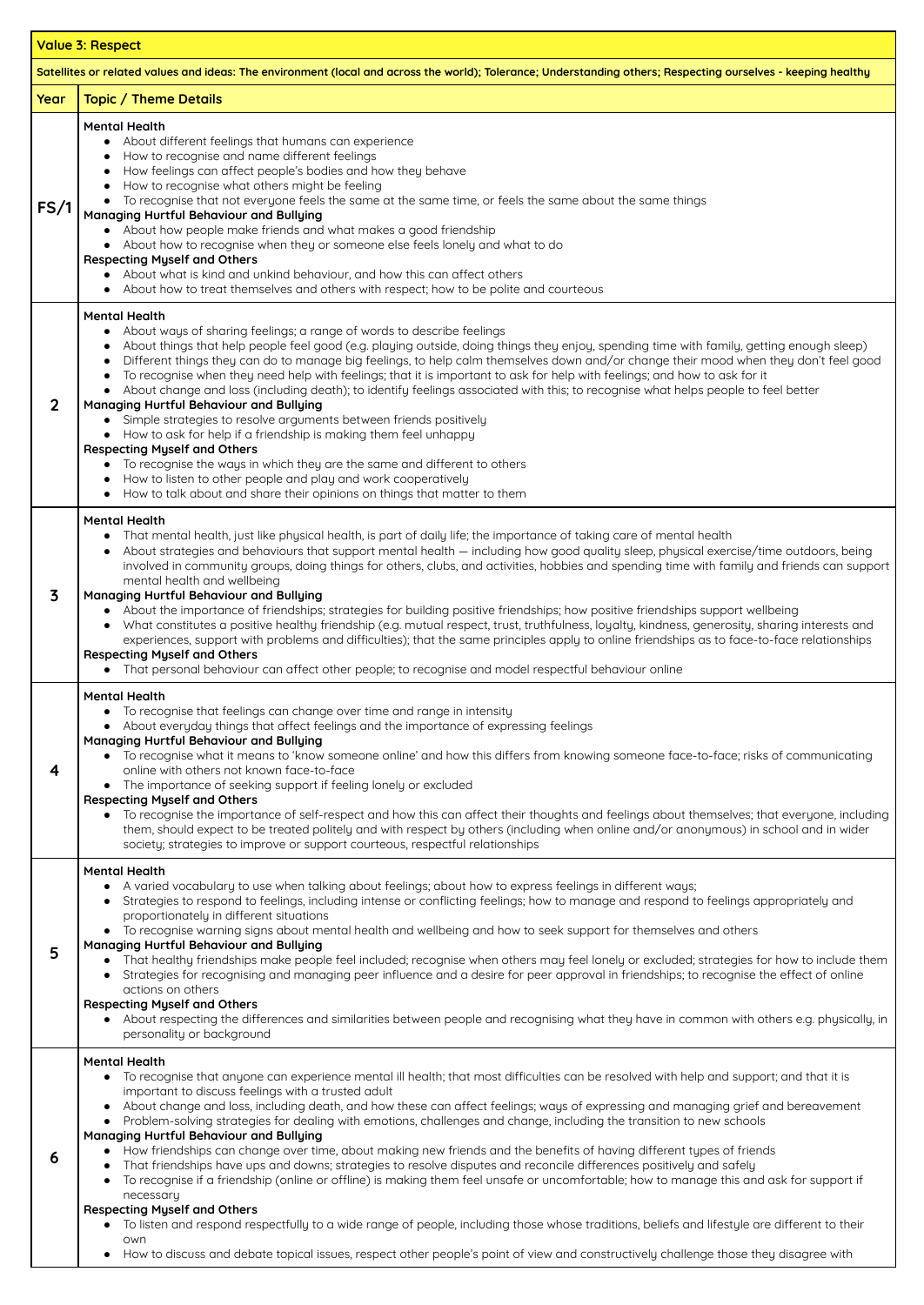| Value 3: Respect | |
|---|---|
| **Satellites or related values and ideas: The environment (local and across the world); Tolerance; Understanding others; Respecting ourselves - keeping healthy** | |
| **Year** | **Topic / Theme Details** |
| **FS/1** | **Mental Health**<br>• About different feelings that humans can experience<br>• How to recognise and name different feelings<br>• How feelings can affect people's bodies and how they behave<br>• How to recognise what others might be feeling<br>• To recognise that not everyone feels the same at the same time, or feels the same about the same things<br>**Managing Hurtful Behaviour and Bullying**<br>• About how people make friends and what makes a good friendship<br>• About how to recognise when they or someone else feels lonely and what to do<br>**Respecting Myself and Others**<br>• About what is kind and unkind behaviour, and how this can affect others<br>• About how to treat themselves and others with respect; how to be polite and courteous |
| **2** | **Mental Health**<br>• About ways of sharing feelings; a range of words to describe feelings<br>• About things that help people feel good (e.g. playing outside, doing things they enjoy, spending time with family, getting enough sleep)<br>• Different things they can do to manage big feelings, to help calm themselves down and/or change their mood when they don't feel good<br>• To recognise when they need help with feelings; that it is important to ask for help with feelings; and how to ask for it<br>• About change and loss (including death); to identify feelings associated with this; to recognise what helps people to feel better<br>**Managing Hurtful Behaviour and Bullying**<br>• Simple strategies to resolve arguments between friends positively<br>• How to ask for help if a friendship is making them feel unhappy<br>**Respecting Myself and Others**<br>• To recognise the ways in which they are the same and different to others<br>• How to listen to other people and play and work cooperatively<br>• How to talk about and share their opinions on things that matter to them |
| **3** | **Mental Health**<br>• That mental health, just like physical health, is part of daily life; the importance of taking care of mental health<br>• About strategies and behaviours that support mental health — including how good quality sleep, physical exercise/time outdoors, being involved in community groups, doing things for others, clubs, and activities, hobbies and spending time with family and friends can support mental health and wellbeing<br>**Managing Hurtful Behaviour and Bullying**<br>• About the importance of friendships; strategies for building positive friendships; how positive friendships support wellbeing<br>• What constitutes a positive healthy friendship (e.g. mutual respect, trust, truthfulness, loyalty, kindness, generosity, sharing interests and experiences, support with problems and difficulties); that the same principles apply to online friendships as to face-to-face relationships<br>**Respecting Myself and Others**<br>• That personal behaviour can affect other people; to recognise and model respectful behaviour online |
| **4** | **Mental Health**<br>• To recognise that feelings can change over time and range in intensity<br>• About everyday things that affect feelings and the importance of expressing feelings<br>**Managing Hurtful Behaviour and Bullying**<br>• To recognise what it means to 'know someone online' and how this differs from knowing someone face-to-face; risks of communicating online with others not known face-to-face<br>• The importance of seeking support if feeling lonely or excluded<br>**Respecting Myself and Others**<br>• To recognise the importance of self-respect and how this can affect their thoughts and feelings about themselves; that everyone, including them, should expect to be treated politely and with respect by others (including when online and/or anonymous) in school and in wider society; strategies to improve or support courteous, respectful relationships |
| **5** | **Mental Health**<br>• A varied vocabulary to use when talking about feelings; about how to express feelings in different ways;<br>• Strategies to respond to feelings, including intense or conflicting feelings; how to manage and respond to feelings appropriately and proportionately in different situations<br>• To recognise warning signs about mental health and wellbeing and how to seek support for themselves and others<br>**Managing Hurtful Behaviour and Bullying**<br>• That healthy friendships make people feel included; recognise when others may feel lonely or excluded; strategies for how to include them<br>• Strategies for recognising and managing peer influence and a desire for peer approval in friendships; to recognise the effect of online actions on others<br>**Respecting Myself and Others**<br>• About respecting the differences and similarities between people and recognising what they have in common with others e.g. physically, in personality or background |
| **6** | **Mental Health**<br>• To recognise that anyone can experience mental ill health; that most difficulties can be resolved with help and support; and that it is important to discuss feelings with a trusted adult<br>• About change and loss, including death, and how these can affect feelings; ways of expressing and managing grief and bereavement<br>• Problem-solving strategies for dealing with emotions, challenges and change, including the transition to new schools<br>**Managing Hurtful Behaviour and Bullying**<br>• How friendships can change over time, about making new friends and the benefits of having different types of friends<br>• That friendships have ups and downs; strategies to resolve disputes and reconcile differences positively and safely<br>• To recognise if a friendship (online or offline) is making them feel unsafe or uncomfortable; how to manage this and ask for support if necessary<br>**Respecting Myself and Others**<br>• To listen and respond respectfully to a wide range of people, including those whose traditions, beliefs and lifestyle are different to their own<br>• How to discuss and debate topical issues, respect other people's point of view and constructively challenge those they disagree with |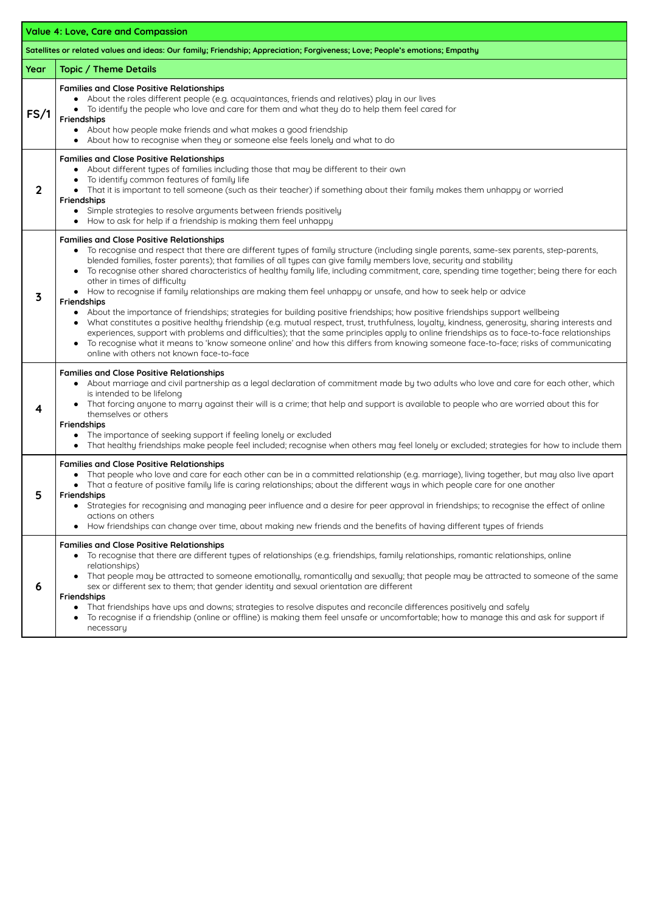| Value 4: Love, Care and Compassion | |
|---|---|
| **Satellites or related values and ideas: Our family; Friendship; Appreciation; Forgiveness; Love; People's emotions; Empathy** | |
| **Year** | **Topic / Theme Details** |
| **FS/1** | **Families and Close Positive Relationships**<br>• About the roles different people (e.g. acquaintances, friends and relatives) play in our lives<br>• To identify the people who love and care for them and what they do to help them feel cared for<br>**Friendships**<br>• About how people make friends and what makes a good friendship<br>• About how to recognise when they or someone else feels lonely and what to do |
| **2** | **Families and Close Positive Relationships**<br>• About different types of families including those that may be different to their own<br>• To identify common features of family life<br>• That it is important to tell someone (such as their teacher) if something about their family makes them unhappy or worried<br>**Friendships**<br>• Simple strategies to resolve arguments between friends positively<br>• How to ask for help if a friendship is making them feel unhappy |
| **3** | **Families and Close Positive Relationships**<br>• To recognise and respect that there are different types of family structure (including single parents, same-sex parents, step-parents, blended families, foster parents); that families of all types can give family members love, security and stability<br>• To recognise other shared characteristics of healthy family life, including commitment, care, spending time together; being there for each other in times of difficulty<br>• How to recognise if family relationships are making them feel unhappy or unsafe, and how to seek help or advice<br>**Friendships**<br>• About the importance of friendships; strategies for building positive friendships; how positive friendships support wellbeing<br>• What constitutes a positive healthy friendship (e.g. mutual respect, trust, truthfulness, loyalty, kindness, generosity, sharing interests and experiences, support with problems and difficulties); that the same principles apply to online friendships as to face-to-face relationships<br>• To recognise what it means to 'know someone online' and how this differs from knowing someone face-to-face; risks of communicating online with others not known face-to-face |
| **4** | **Families and Close Positive Relationships**<br>• About marriage and civil partnership as a legal declaration of commitment made by two adults who love and care for each other, which is intended to be lifelong<br>• That forcing anyone to marry against their will is a crime; that help and support is available to people who are worried about this for themselves or others<br>**Friendships**<br>• The importance of seeking support if feeling lonely or excluded<br>• That healthy friendships make people feel included; recognise when others may feel lonely or excluded; strategies for how to include them |
| **5** | **Families and Close Positive Relationships**<br>• That people who love and care for each other can be in a committed relationship (e.g. marriage), living together, but may also live apart<br>• That a feature of positive family life is caring relationships; about the different ways in which people care for one another<br>**Friendships**<br>• Strategies for recognising and managing peer influence and a desire for peer approval in friendships; to recognise the effect of online actions on others<br>• How friendships can change over time, about making new friends and the benefits of having different types of friends |
| **6** | **Families and Close Positive Relationships**<br>• To recognise that there are different types of relationships (e.g. friendships, family relationships, romantic relationships, online relationships)<br>• That people may be attracted to someone emotionally, romantically and sexually; that people may be attracted to someone of the same sex or different sex to them; that gender identity and sexual orientation are different<br>**Friendships**<br>• That friendships have ups and downs; strategies to resolve disputes and reconcile differences positively and safely<br>• To recognise if a friendship (online or offline) is making them feel unsafe or uncomfortable; how to manage this and ask for support if necessary |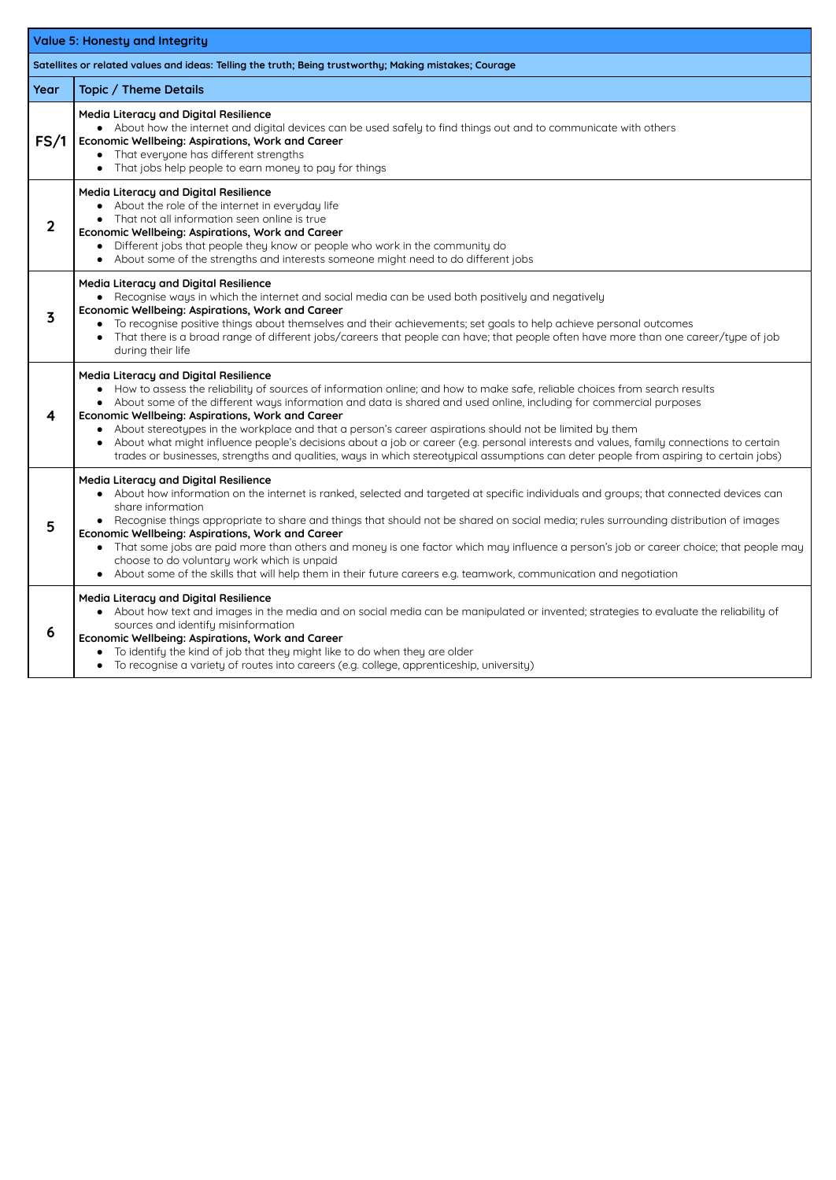| Value 5: Honesty and Integrity | |
|---|---|
| **Satellites or related values and ideas: Telling the truth; Being trustworthy; Making mistakes; Courage** | |
| **Year** | **Topic / Theme Details** |
| **FS/1** | **Media Literacy and Digital Resilience**<br>• About how the internet and digital devices can be used safely to find things out and to communicate with others<br>**Economic Wellbeing: Aspirations, Work and Career**<br>• That everyone has different strengths<br>• That jobs help people to earn money to pay for things |
| **2** | **Media Literacy and Digital Resilience**<br>• About the role of the internet in everyday life<br>• That not all information seen online is true<br>**Economic Wellbeing: Aspirations, Work and Career**<br>• Different jobs that people they know or people who work in the community do<br>• About some of the strengths and interests someone might need to do different jobs |
| **3** | **Media Literacy and Digital Resilience**<br>• Recognise ways in which the internet and social media can be used both positively and negatively<br>**Economic Wellbeing: Aspirations, Work and Career**<br>• To recognise positive things about themselves and their achievements; set goals to help achieve personal outcomes<br>• That there is a broad range of different jobs/careers that people can have; that people often have more than one career/type of job during their life |
| **4** | **Media Literacy and Digital Resilience**<br>• How to assess the reliability of sources of information online; and how to make safe, reliable choices from search results<br>• About some of the different ways information and data is shared and used online, including for commercial purposes<br>**Economic Wellbeing: Aspirations, Work and Career**<br>• About stereotypes in the workplace and that a person's career aspirations should not be limited by them<br>• About what might influence people's decisions about a job or career (e.g. personal interests and values, family connections to certain trades or businesses, strengths and qualities, ways in which stereotypical assumptions can deter people from aspiring to certain jobs) |
| **5** | **Media Literacy and Digital Resilience**<br>• About how information on the internet is ranked, selected and targeted at specific individuals and groups; that connected devices can share information<br>• Recognise things appropriate to share and things that should not be shared on social media; rules surrounding distribution of images<br>**Economic Wellbeing: Aspirations, Work and Career**<br>• That some jobs are paid more than others and money is one factor which may influence a person's job or career choice; that people may choose to do voluntary work which is unpaid<br>• About some of the skills that will help them in their future careers e.g. teamwork, communication and negotiation |
| **6** | **Media Literacy and Digital Resilience**<br>• About how text and images in the media and on social media can be manipulated or invented; strategies to evaluate the reliability of sources and identify misinformation<br>**Economic Wellbeing: Aspirations, Work and Career**<br>• To identify the kind of job that they might like to do when they are older<br>• To recognise a variety of routes into careers (e.g. college, apprenticeship, university) |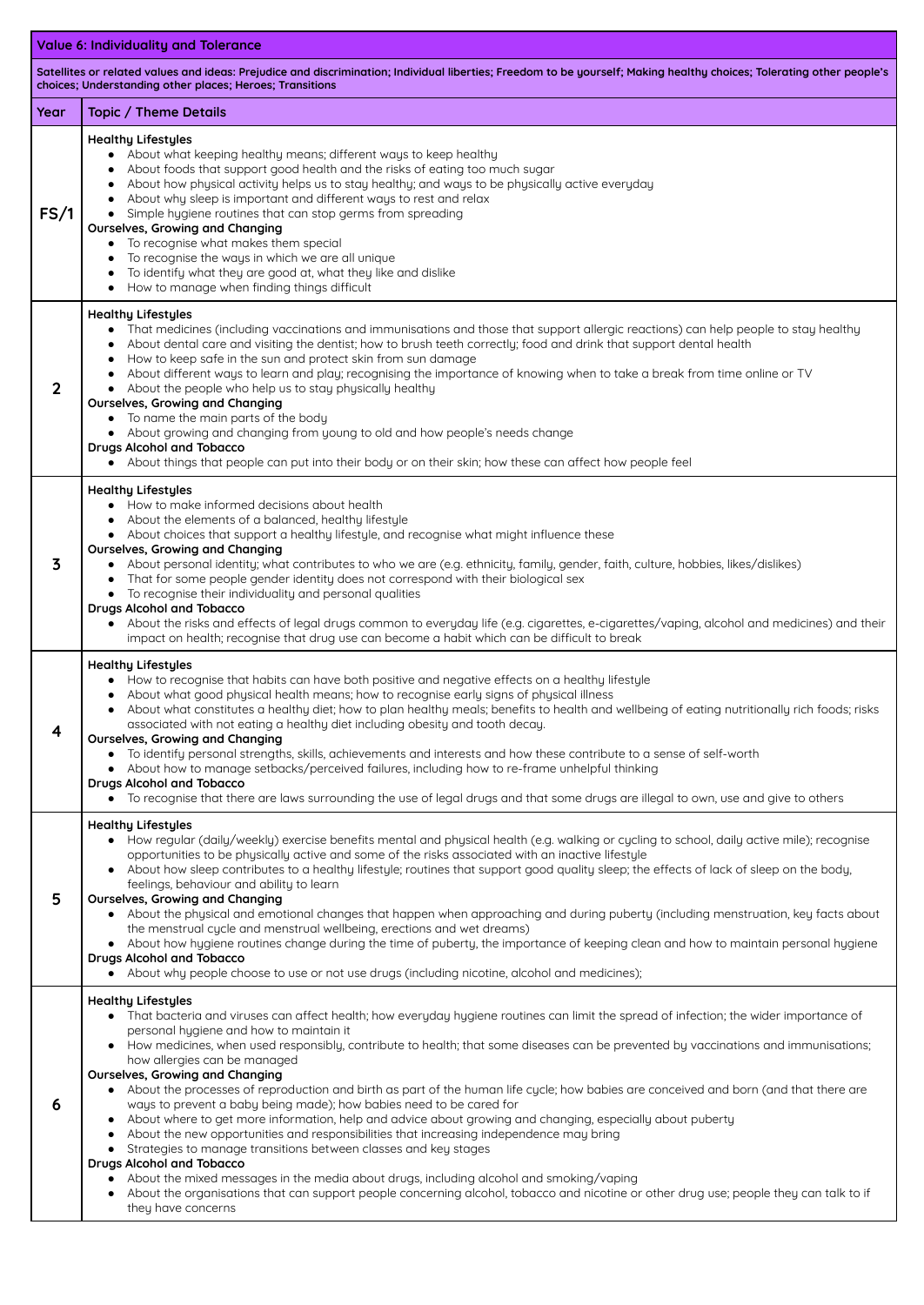| Value 6: Individuality and Tolerance | |
|---|---|
| **Satellites or related values and ideas: Prejudice and discrimination; Individual liberties; Freedom to be yourself; Making healthy choices; Tolerating other people's choices; Understanding other places; Heroes; Transitions** | |
| **Year** | **Topic / Theme Details** |
| **FS/1** | **Healthy Lifestyles**<br>• About what keeping healthy means; different ways to keep healthy<br>• About foods that support good health and the risks of eating too much sugar<br>• About how physical activity helps us to stay healthy; and ways to be physically active everyday<br>• About why sleep is important and different ways to rest and relax<br>• Simple hygiene routines that can stop germs from spreading<br>**Ourselves, Growing and Changing**<br>• To recognise what makes them special<br>• To recognise the ways in which we are all unique<br>• To identify what they are good at, what they like and dislike<br>• How to manage when finding things difficult |
| **2** | **Healthy Lifestyles**<br>• That medicines (including vaccinations and immunisations and those that support allergic reactions) can help people to stay healthy<br>• About dental care and visiting the dentist; how to brush teeth correctly; food and drink that support dental health<br>• How to keep safe in the sun and protect skin from sun damage<br>• About different ways to learn and play; recognising the importance of knowing when to take a break from time online or TV<br>• About the people who help us to stay physically healthy<br>**Ourselves, Growing and Changing**<br>• To name the main parts of the body<br>• About growing and changing from young to old and how people's needs change<br>**Drugs Alcohol and Tobacco**<br>• About things that people can put into their body or on their skin; how these can affect how people feel |
| **3** | **Healthy Lifestyles**<br>• How to make informed decisions about health<br>• About the elements of a balanced, healthy lifestyle<br>• About choices that support a healthy lifestyle, and recognise what might influence these<br>**Ourselves, Growing and Changing**<br>• About personal identity; what contributes to who we are (e.g. ethnicity, family, gender, faith, culture, hobbies, likes/dislikes)<br>• That for some people gender identity does not correspond with their biological sex<br>• To recognise their individuality and personal qualities<br>**Drugs Alcohol and Tobacco**<br>• About the risks and effects of legal drugs common to everyday life (e.g. cigarettes, e-cigarettes/vaping, alcohol and medicines) and their impact on health; recognise that drug use can become a habit which can be difficult to break |
| **4** | **Healthy Lifestyles**<br>• How to recognise that habits can have both positive and negative effects on a healthy lifestyle<br>• About what good physical health means; how to recognise early signs of physical illness<br>• About what constitutes a healthy diet; how to plan healthy meals; benefits to health and wellbeing of eating nutritionally rich foods; risks associated with not eating a healthy diet including obesity and tooth decay.<br>**Ourselves, Growing and Changing**<br>• To identify personal strengths, skills, achievements and interests and how these contribute to a sense of self-worth<br>• About how to manage setbacks/perceived failures, including how to re-frame unhelpful thinking<br>**Drugs Alcohol and Tobacco**<br>• To recognise that there are laws surrounding the use of legal drugs and that some drugs are illegal to own, use and give to others |
| **5** | **Healthy Lifestyles**<br>• How regular (daily/weekly) exercise benefits mental and physical health (e.g. walking or cycling to school, daily active mile); recognise opportunities to be physically active and some of the risks associated with an inactive lifestyle<br>• About how sleep contributes to a healthy lifestyle; routines that support good quality sleep; the effects of lack of sleep on the body, feelings, behaviour and ability to learn<br>**Ourselves, Growing and Changing**<br>• About the physical and emotional changes that happen when approaching and during puberty (including menstruation, key facts about the menstrual cycle and menstrual wellbeing, erections and wet dreams)<br>• About how hygiene routines change during the time of puberty, the importance of keeping clean and how to maintain personal hygiene<br>**Drugs Alcohol and Tobacco**<br>• About why people choose to use or not use drugs (including nicotine, alcohol and medicines); |
| **6** | **Healthy Lifestyles**<br>• That bacteria and viruses can affect health; how everyday hygiene routines can limit the spread of infection; the wider importance of personal hygiene and how to maintain it<br>• How medicines, when used responsibly, contribute to health; that some diseases can be prevented by vaccinations and immunisations; how allergies can be managed<br>**Ourselves, Growing and Changing**<br>• About the processes of reproduction and birth as part of the human life cycle; how babies are conceived and born (and that there are ways to prevent a baby being made); how babies need to be cared for<br>• About where to get more information, help and advice about growing and changing, especially about puberty<br>• About the new opportunities and responsibilities that increasing independence may bring<br>• Strategies to manage transitions between classes and key stages<br>**Drugs Alcohol and Tobacco**<br>• About the mixed messages in the media about drugs, including alcohol and smoking/vaping<br>• About the organisations that can support people concerning alcohol, tobacco and nicotine or other drug use; people they can talk to if they have concerns |